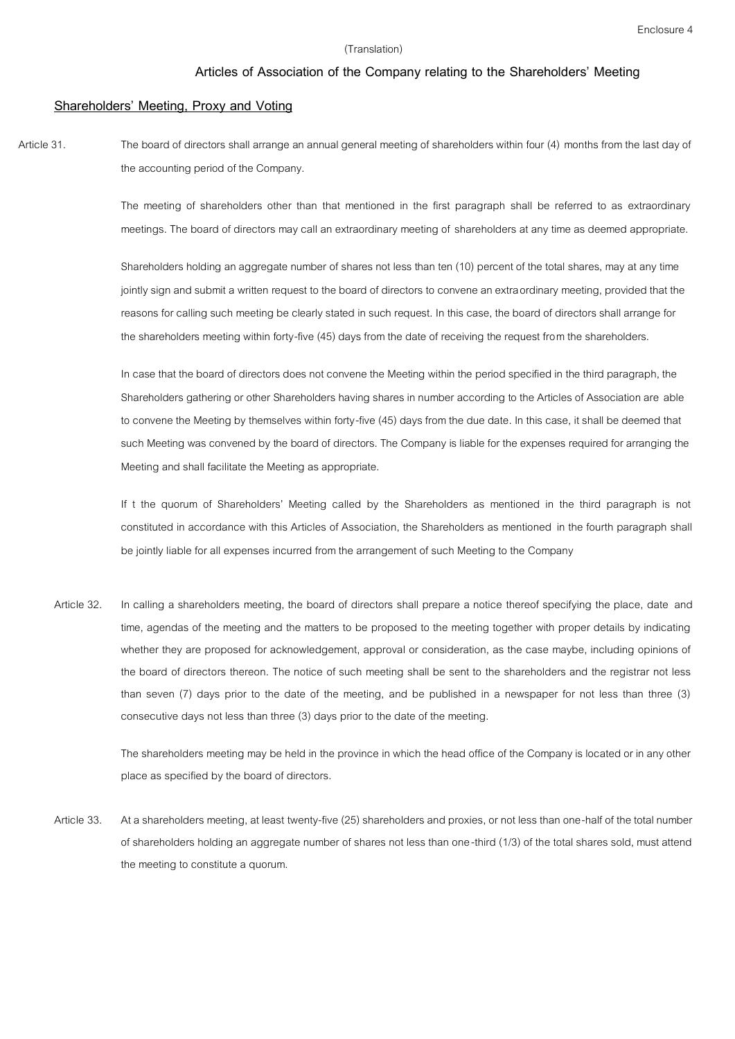Enclosure 4

(Translation)

## Articles of Association of the Company relating to the Shareholders' Meeting

### Shareholders' Meeting, Proxy and Voting

Article 31. The board of directors shall arrange an annual general meeting of shareholders within four (4) months from the last day of the accounting period of the Company.

The meeting of shareholders other than that mentioned in the first paragraph shall be referred to as extraordinary meetings. The board of directors may call an extraordinary meeting of shareholders at any time as deemed appropriate.

Shareholders holding an aggregate number of shares not less than ten (10) percent of the total shares, may at any time jointly sign and submit a written request to the board of directors to convene an extraordinary meeting, provided that the reasons for calling such meeting be clearly stated in such request. In this case, the board of directors shall arrange for the shareholders meeting within forty-five (45) days from the date of receiving the request from the shareholders.

In case that the board of directors does not convene the Meeting within the period specified in the third paragraph, the Shareholders gathering or other Shareholders having shares in number according to the Articles of Association are able to convene the Meeting by themselves within forty-five (45) days from the due date. In this case, it shall be deemed that such Meeting was convened by the board of directors. The Company is liable for the expenses required for arranging the Meeting and shall facilitate the Meeting as appropriate.

If t the quorum of Shareholders' Meeting called by the Shareholders as mentioned in the third paragraph is not constituted in accordance with this Articles of Association, the Shareholders as mentioned in the fourth paragraph shall be jointly liable for all expenses incurred from the arrangement of such Meeting to the Company

Article 32. In calling a shareholders meeting, the board of directors shall prepare a notice thereof specifying the place, date and time, agendas of the meeting and the matters to be proposed to the meeting together with proper details by indicating whether they are proposed for acknowledgement, approval or consideration, as the case maybe, including opinions of the board of directors thereon. The notice of such meeting shall be sent to the shareholders and the registrar not less than seven (7) days prior to the date of the meeting, and be published in a newspaper for not less than three (3) consecutive days not less than three (3) days prior to the date of the meeting.

The shareholders meeting may be held in the province in which the head office of the Company is located or in any other place as specified by the board of directors.

Article 33. At a shareholders meeting, at least twenty-five (25) shareholders and proxies, or not less than one-half of the total number of shareholders holding an aggregate number of shares not less than one-third (1/3) of the total shares sold, must attend the meeting to constitute a quorum.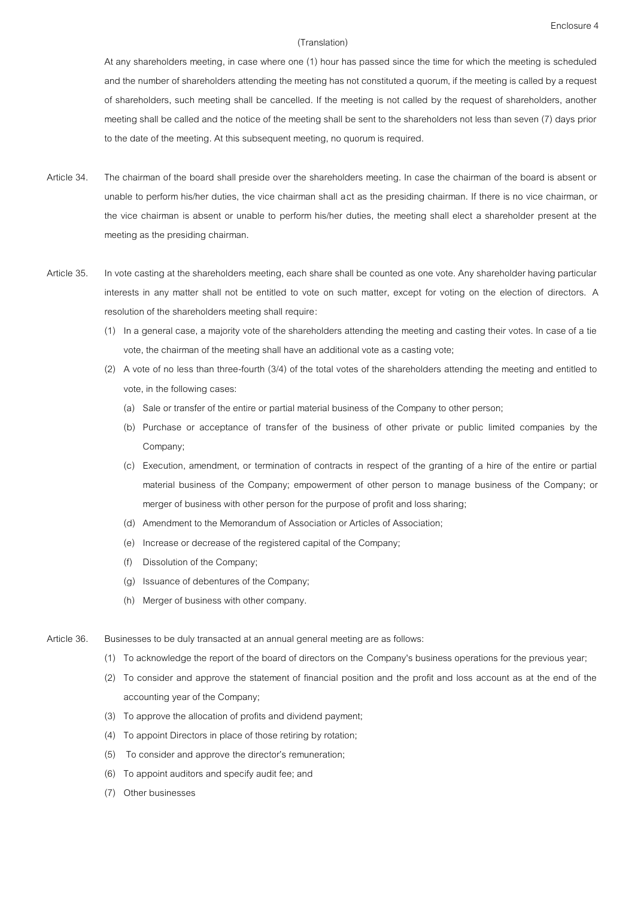At any shareholders meeting, in case where one (1) hour has passed since the time for which the meeting is scheduled and the number of shareholders attending the meeting has not constituted a quorum, if the meeting is called by a request of shareholders, such meeting shall be cancelled. If the meeting is not called by the request of shareholders, another meeting shall be called and the notice of the meeting shall be sent to the shareholders not less than seven (7) days prior to the date of the meeting. At this subsequent meeting, no quorum is required.

Article 34. The chairman of the board shall preside over the shareholders meeting. In case the chairman of the board is absent or unable to perform his/her duties, the vice chairman shall act as the presiding chairman. If there is no vice chairman, or the vice chairman is absent or unable to perform his/her duties, the meeting shall elect a shareholder present at the meeting as the presiding chairman.

Article 35. In vote casting at the shareholders meeting, each share shall be counted as one vote. Any shareholder having particular interests in any matter shall not be entitled to vote on such matter, except for voting on the election of directors. A resolution of the shareholders meeting shall require:

(1) In a general case, a majority vote of the shareholders attending the meeting and casting their votes. In case of a tie vote, the chairman of the meeting shall have an additional vote as a casting vote;

(2) A vote of no less than three-fourth (3/4) of the total votes of the shareholders attending the meeting and entitled to vote, in the following cases:

(a) Sale or transfer of the entire or partial material business of the Company to other person;

(b) Purchase or acceptance of transfer of the business of other private or public limited companies by the Company;

(c) Execution, amendment, or termination of contracts in respect of the granting of a hire of the entire or partial material business of the Company; empowerment of other person to manage business of the Company; or merger of business with other person for the purpose of profit and loss sharing;

(d) Amendment to the Memorandum of Association or Articles of Association;

(e) Increase or decrease of the registered capital of the Company;

(f) Dissolution of the Company;

(g) Issuance of debentures of the Company;

(h) Merger of business with other company.

Article 36. Businesses to be duly transacted at an annual general meeting are as follows:

(1) To acknowledge the report of the board of directors on the Company's business operations for the previous year;

(2) To consider and approve the statement of financial position and the profit and loss account as at the end of the accounting year of the Company;

(3) To approve the allocation of profits and dividend payment;

(4) To appoint Directors in place of those retiring by rotation;

(5) To consider and approve the director's remuneration;

(6) To appoint auditors and specify audit fee; and

(7) Other businesses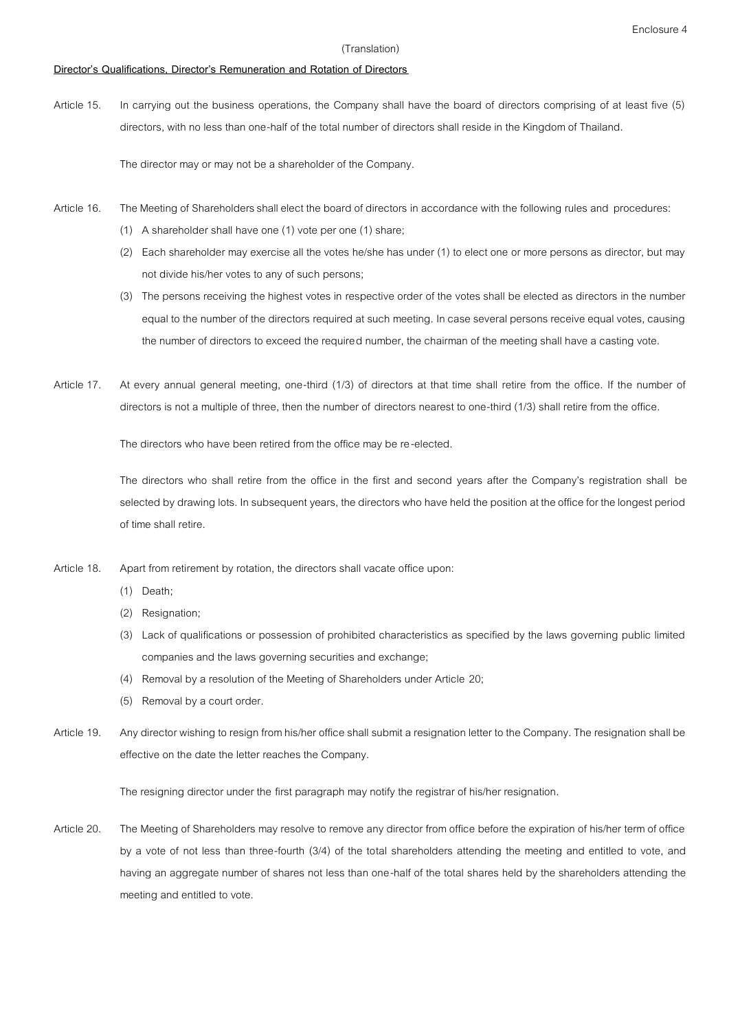Enclosure 4

(Translation)

**Director's Qualifications, Director's Remuneration and Rotation of Directors**

Article 15. In carrying out the business operations, the Company shall have the board of directors comprising of at least five (5) directors, with no less than one-half of the total number of directors shall reside in the Kingdom of Thailand.

The director may or may not be a shareholder of the Company.

Article 16. The Meeting of Shareholders shall elect the board of directors in accordance with the following rules and procedures:

(1) A shareholder shall have one (1) vote per one (1) share;

(2) Each shareholder may exercise all the votes he/she has under (1) to elect one or more persons as director, but may not divide his/her votes to any of such persons;

(3) The persons receiving the highest votes in respective order of the votes shall be elected as directors in the number equal to the number of the directors required at such meeting. In case several persons receive equal votes, causing the number of directors to exceed the required number, the chairman of the meeting shall have a casting vote.

Article 17. At every annual general meeting, one-third (1/3) of directors at that time shall retire from the office. If the number of directors is not a multiple of three, then the number of directors nearest to one-third (1/3) shall retire from the office.

The directors who have been retired from the office may be re-elected.

The directors who shall retire from the office in the first and second years after the Company's registration shall be selected by drawing lots. In subsequent years, the directors who have held the position at the office for the longest period of time shall retire.

Article 18. Apart from retirement by rotation, the directors shall vacate office upon:

(1) Death;

(2) Resignation;

(3) Lack of qualifications or possession of prohibited characteristics as specified by the laws governing public limited companies and the laws governing securities and exchange;

(4) Removal by a resolution of the Meeting of Shareholders under Article 20;

(5) Removal by a court order.

Article 19. Any director wishing to resign from his/her office shall submit a resignation letter to the Company. The resignation shall be effective on the date the letter reaches the Company.

The resigning director under the first paragraph may notify the registrar of his/her resignation.

Article 20. The Meeting of Shareholders may resolve to remove any director from office before the expiration of his/her term of office by a vote of not less than three-fourth (3/4) of the total shareholders attending the meeting and entitled to vote, and having an aggregate number of shares not less than one-half of the total shares held by the shareholders attending the meeting and entitled to vote.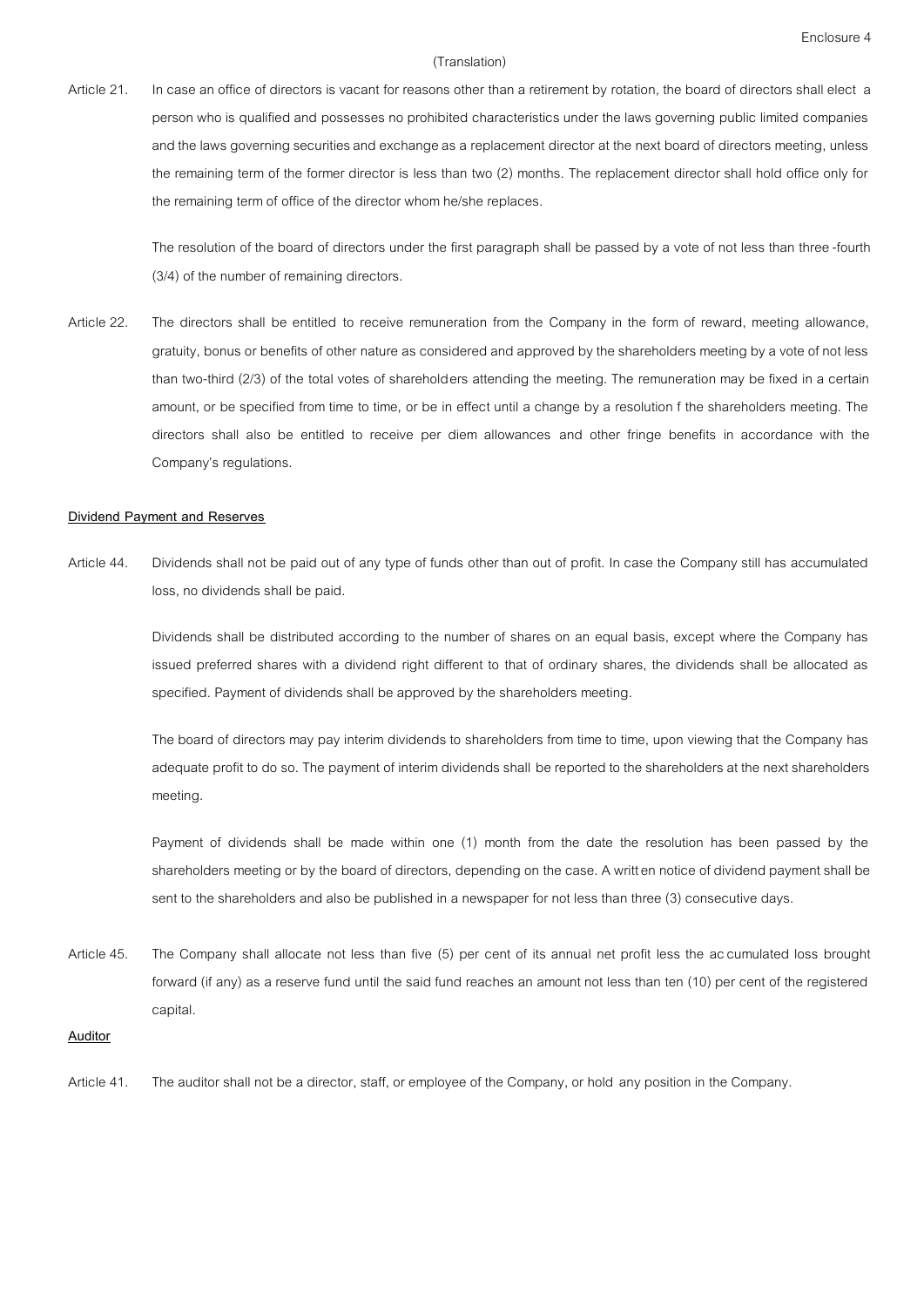(Translation)

Article 21. In case an office of directors is vacant for reasons other than a retirement by rotation, the board of directors shall elect a person who is qualified and possesses no prohibited characteristics under the laws governing public limited companies and the laws governing securities and exchange as a replacement director at the next board of directors meeting, unless the remaining term of the former director is less than two (2) months. The replacement director shall hold office only for the remaining term of office of the director whom he/she replaces.

The resolution of the board of directors under the first paragraph shall be passed by a vote of not less than three -fourth (3/4) of the number of remaining directors.

Article 22. The directors shall be entitled to receive remuneration from the Company in the form of reward, meeting allowance, gratuity, bonus or benefits of other nature as considered and approved by the shareholders meeting by a vote of not less than two-third (2/3) of the total votes of shareholders attending the meeting. The remuneration may be fixed in a certain amount, or be specified from time to time, or be in effect until a change by a resolution f the shareholders meeting. The directors shall also be entitled to receive per diem allowances and other fringe benefits in accordance with the Company's regulations.

**Dividend Payment and Reserves**

Article 44. Dividends shall not be paid out of any type of funds other than out of profit. In case the Company still has accumulated loss, no dividends shall be paid.

Dividends shall be distributed according to the number of shares on an equal basis, except where the Company has issued preferred shares with a dividend right different to that of ordinary shares, the dividends shall be allocated as specified. Payment of dividends shall be approved by the shareholders meeting.

The board of directors may pay interim dividends to shareholders from time to time, upon viewing that the Company has adequate profit to do so. The payment of interim dividends shall be reported to the shareholders at the next shareholders meeting.

Payment of dividends shall be made within one (1) month from the date the resolution has been passed by the shareholders meeting or by the board of directors, depending on the case. A written notice of dividend payment shall be sent to the shareholders and also be published in a newspaper for not less than three (3) consecutive days.

Article 45. The Company shall allocate not less than five (5) per cent of its annual net profit less the accumulated loss brought forward (if any) as a reserve fund until the said fund reaches an amount not less than ten (10) per cent of the registered capital.

**Auditor**

Article 41. The auditor shall not be a director, staff, or employee of the Company, or hold any position in the Company.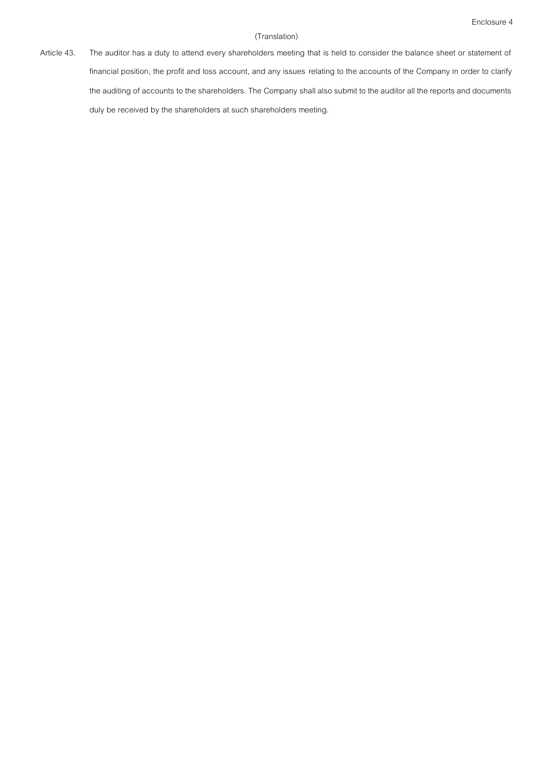Article 43. The auditor has a duty to attend every shareholders meeting that is held to consider the balance sheet or statement of financial position, the profit and loss account, and any issues relating to the accounts of the Company in order to clarify the auditing of accounts to the shareholders. The Company shall also submit to the auditor all the reports and documents duly be received by the shareholders at such shareholders meeting.